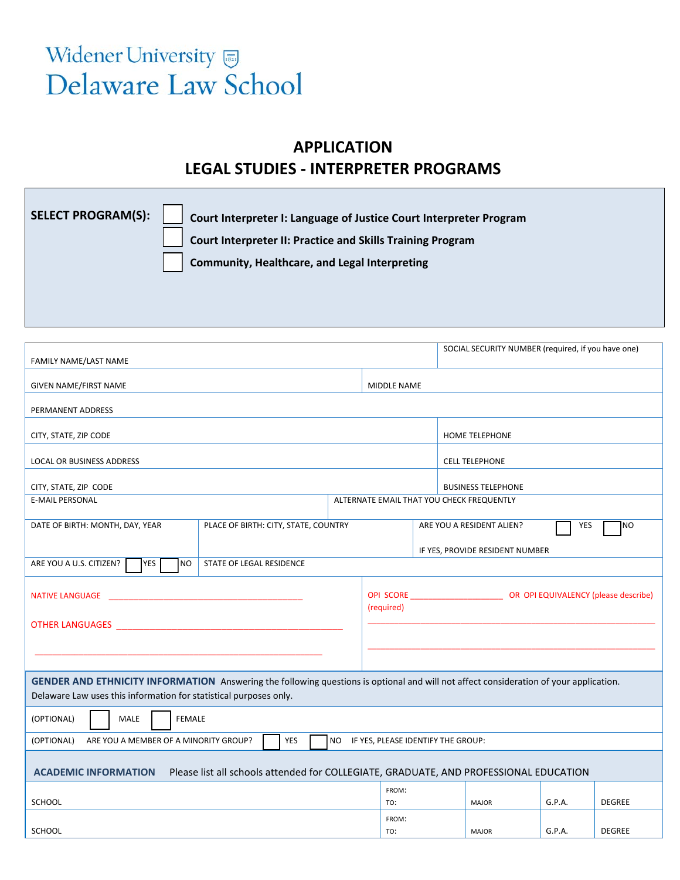Widener University
# Delaware Law School

## APPLICATION
## LEGAL STUDIES - INTERPRETER PROGRAMS

**SELECT PROGRAM(S):**

- ☐ **Court Interpreter I: Language of Justice Court Interpreter Program**
- ☐ **Court Interpreter II: Practice and Skills Training Program**
- ☐ **Community, Healthcare, and Legal Interpreting**

| | |
|---|---|
| FAMILY NAME/LAST NAME | SOCIAL SECURITY NUMBER (required, if you have one) |
| GIVEN NAME/FIRST NAME | MIDDLE NAME |
| PERMANENT ADDRESS | |
| CITY, STATE, ZIP CODE | HOME TELEPHONE |
| LOCAL OR BUSINESS ADDRESS | CELL TELEPHONE |
| CITY, STATE, ZIP CODE | BUSINESS TELEPHONE |
| E-MAIL PERSONAL | ALTERNATE EMAIL THAT YOU CHECK FREQUENTLY |

| | | |
|---|---|---|
| DATE OF BIRTH: MONTH, DAY, YEAR | PLACE OF BIRTH: CITY, STATE, COUNTRY | ARE YOU A RESIDENT ALIEN? ☐ YES ☐ NO<br>IF YES, PROVIDE RESIDENT NUMBER |
| ARE YOU A U.S. CITIZEN? ☐ YES ☐ NO | STATE OF LEGAL RESIDENCE | |

NATIVE LANGUAGE ____________________________________________

OTHER LANGUAGES ____________________________________________

____________________________________________

OPI SCORE ____________________ OR OPI EQUIVALENCY (please describe)
(required)

____________________________________________

____________________________________________

**GENDER AND ETHNICITY INFORMATION** Answering the following questions is optional and will not affect consideration of your application. Delaware Law uses this information for statistical purposes only.

(OPTIONAL) ☐ MALE ☐ FEMALE

(OPTIONAL) ARE YOU A MEMBER OF A MINORITY GROUP? ☐ YES ☐ NO IF YES, PLEASE IDENTIFY THE GROUP:

**ACADEMIC INFORMATION** Please list all schools attended for COLLEGIATE, GRADUATE, AND PROFESSIONAL EDUCATION

| SCHOOL | FROM: / TO: | MAJOR | G.P.A. | DEGREE |
|---|---|---|---|---|
| SCHOOL | FROM: / TO: | MAJOR | G.P.A. | DEGREE |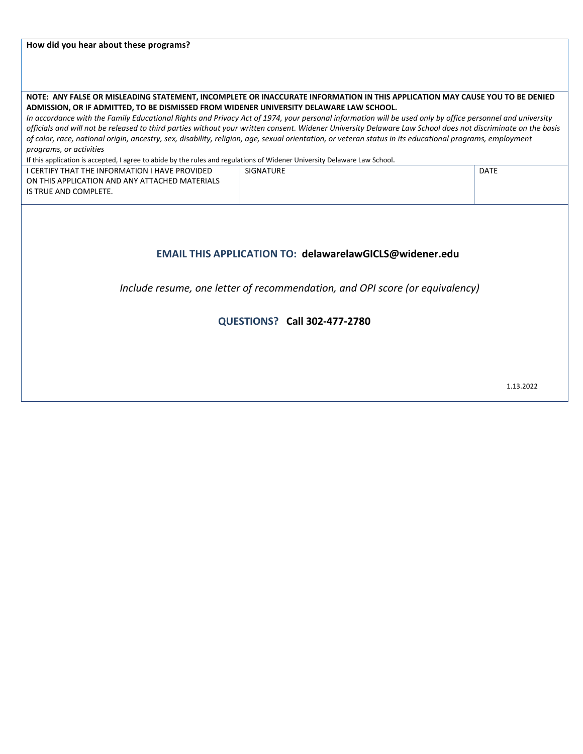**How did you hear about these programs?**

**NOTE: ANY FALSE OR MISLEADING STATEMENT, INCOMPLETE OR INACCURATE INFORMATION IN THIS APPLICATION MAY CAUSE YOU TO BE DENIED ADMISSION, OR IF ADMITTED, TO BE DISMISSED FROM WIDENER UNIVERSITY DELAWARE LAW SCHOOL.**

*In accordance with the Family Educational Rights and Privacy Act of 1974, your personal information will be used only by office personnel and university officials and will not be released to third parties without your written consent. Widener University Delaware Law School does not discriminate on the basis of color, race, national origin, ancestry, sex, disability, religion, age, sexual orientation, or veteran status in its educational programs, employment programs, or activities*

If this application is accepted, I agree to abide by the rules and regulations of Widener University Delaware Law School.

| | | |
|---|---|---|
| I CERTIFY THAT THE INFORMATION I HAVE PROVIDED ON THIS APPLICATION AND ANY ATTACHED MATERIALS IS TRUE AND COMPLETE. | SIGNATURE | DATE |

**EMAIL THIS APPLICATION TO: delawarelawGICLS@widener.edu**

*Include resume, one letter of recommendation, and OPI score (or equivalency)*

**QUESTIONS? Call 302-477-2780**

1.13.2022